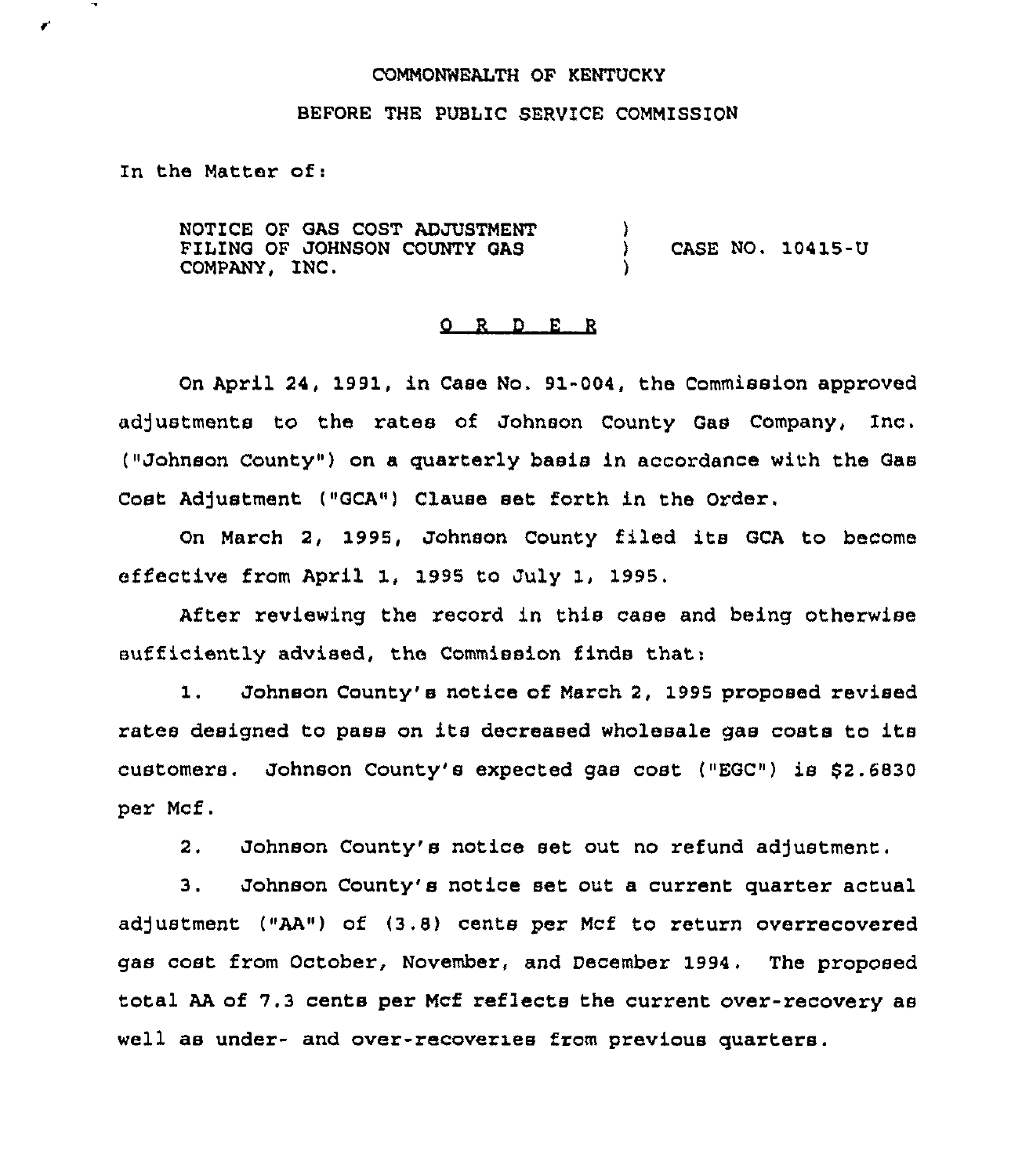COMMONWEALTH OF KENTUCKY

BEFORE THE PUBLIC SERVICE COMMISSION

In the Matter of:

NOTICE OF GAS COST ADJUSTMENT FILING OF JOHNSON COUNTY GAS COMPANY, INC. ) CASE NO. 10415-U

O R D E R

On April 24, 1991, in Case No. 91-004, the Commission approved adjustments to the rates of Johnson County Gas Company, Inc. ("Johnson County") on a quarterly basis in accordance with the Gas Cost Adjustment ("GCA") Clause set forth in the Order.

On March 2, 1995, Johnson County filed its GCA to become effective from April 1, 1995 to July 1, 1995.

After reviewing the record in this case and being otherwise sufficiently advised, the Commission finds that:

1. Johnson County's notice of March 2, 1995 proposed revised rates designed to pass on its decreased wholesale gas costs to its customers. Johnson County's expected gas cost ("EGC") is $2.6830 per Mcf.

2. Johnson County's notice set out no refund adjustment.

3. Johnson County's notice set out a current quarter actual adjustment ("AA") of (3.8) cents per Mcf to return overrecovered gas cost from October, November, and December 1994. The proposed total AA of 7.3 cents per Mcf reflects the current over-recovery as well as under- and over-recoveries from previous quarters.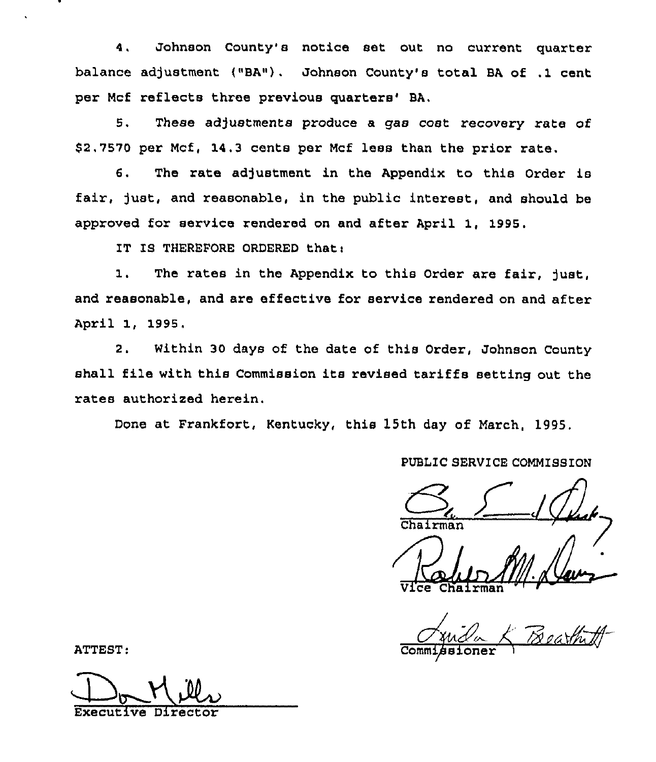4. Johnson County's notice set out no current quarter balance adjustment ("BA"). Johnson County's total BA of .1 cent per Mcf reflects three previous quarters' BA.

5. These adjustments produce a gas cost recovery rate of $2.7570 per Mcf, 14.3 cents per Mcf less than the prior rate.

6. The rate adjustment in the Appendix to this Order is fair, just, and reasonable, in the public interest, and should be approved for service rendered on and after April 1, 1995.

IT IS THEREFORE ORDERED that:

1. The rates in the Appendix to this Order are fair, just, and reasonable, and are effective for service rendered on and after April 1, 1995.

2. Within 30 days of the date of this Order, Johnson County shall file with this Commission its revised tariffs setting out the rates authorized herein.

Done at Frankfort, Kentucky, this 15th day of March, 1995.

PUBLIC SERVICE COMMISSION

Chairman

Vice Chairman

Commissioner

ATTEST:

Executive Director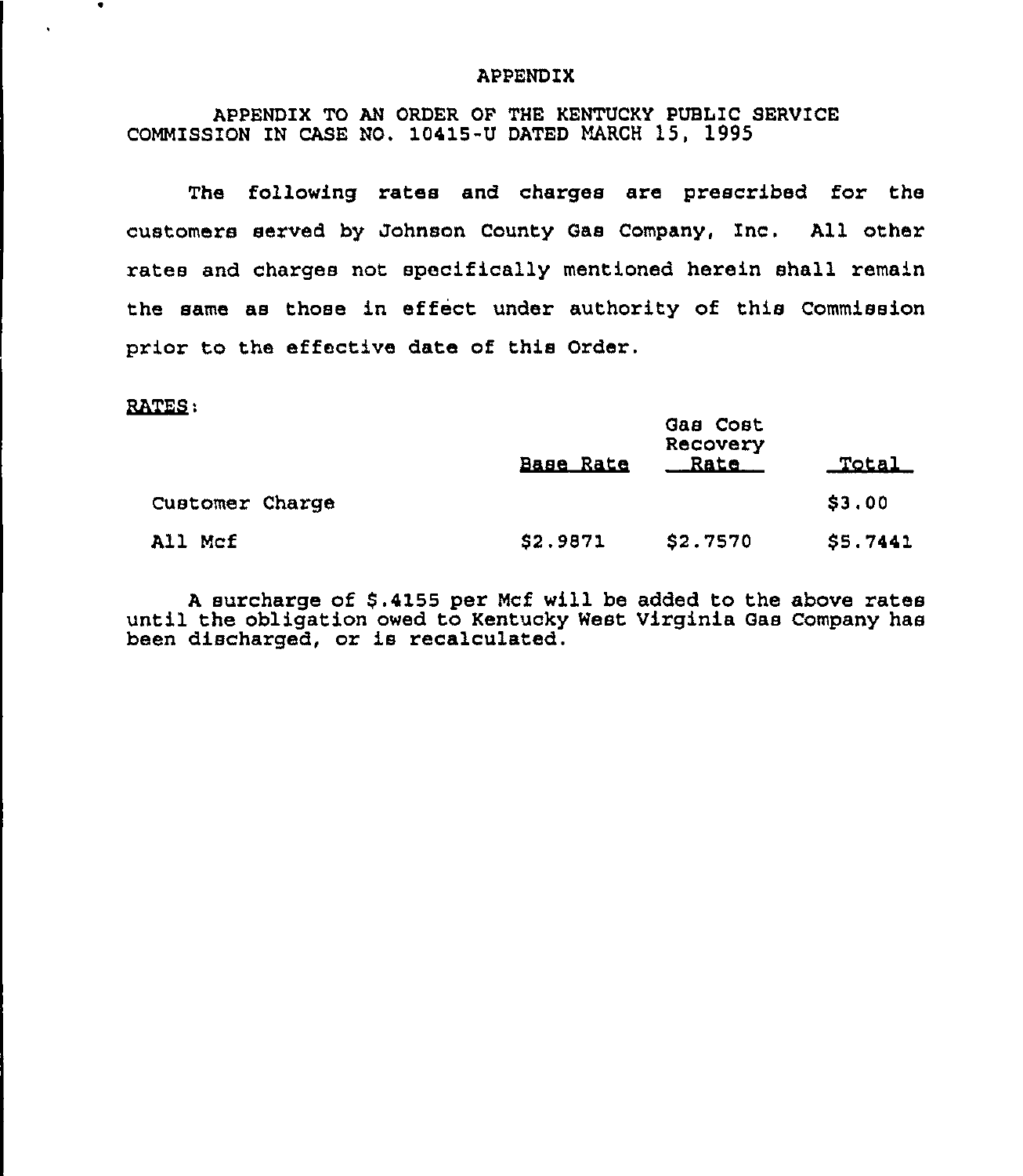# APPENDIX

APPENDIX TO AN ORDER OF THE KENTUCKY PUBLIC SERVICE COMMISSION IN CASE NO. 10415-U DATED MARCH 15, 1995

The following rates and charges are prescribed for the customers served by Johnson County Gas Company, Inc. All other rates and charges not specifically mentioned herein shall remain the same as those in effect under authority of this Commission prior to the effective date of this Order.

RATES:

| | Base Rate | Gas Cost Recovery Rate | Total |
|---|---|---|---|
| Customer Charge | | | $3.00 |
| All Mcf | $2.9871 | $2.7570 | $5.7441 |

A surcharge of $.4155 per Mcf will be added to the above rates until the obligation owed to Kentucky West Virginia Gas Company has been discharged, or is recalculated.